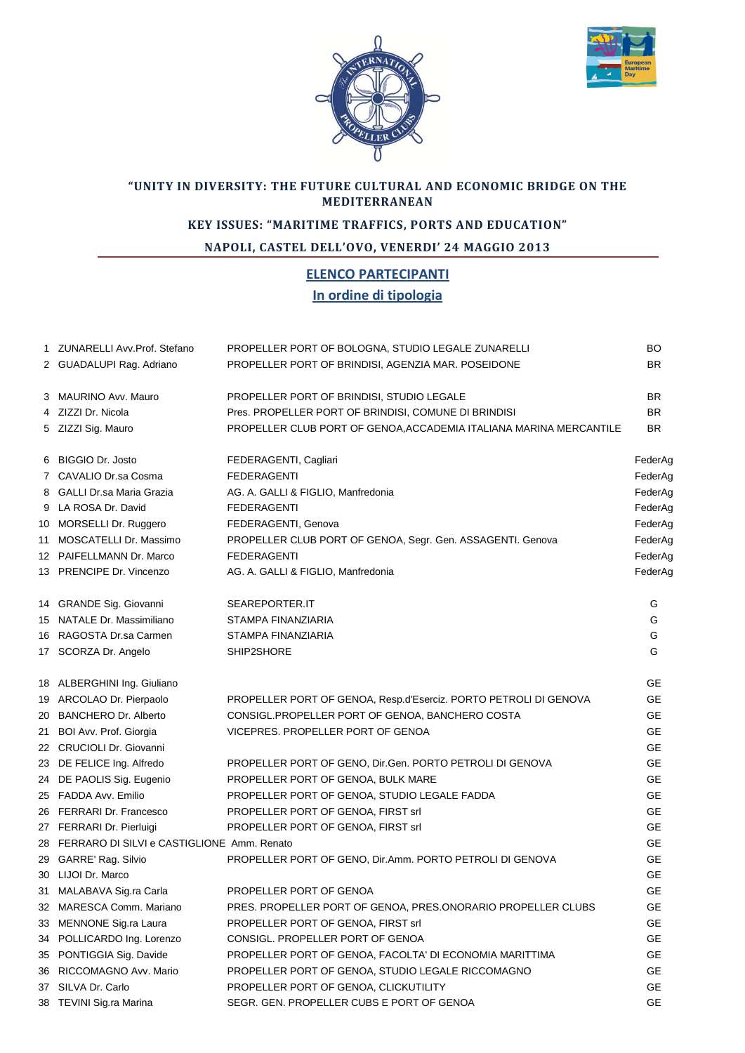**"UNITY IN DIVERSITY: THE FUTURE CULTURAL AND ECONOMIC BRIDGE ON THE MEDITERRANEAN**

**KEY ISSUES: "MARITIME TRAFFICS, PORTS AND EDUCATION"**

**NAPOLI, CASTEL DELL'OVO, VENERDI' 24 MAGGIO 2013**

## ELENCO PARTECIPANTI

### In ordine di tipologia

| | | | |
|---|---|---|---|
| 1 | ZUNARELLI Avv.Prof. Stefano | PROPELLER PORT OF BOLOGNA, STUDIO LEGALE ZUNARELLI | BO |
| 2 | GUADALUPI Rag. Adriano | PROPELLER PORT OF BRINDISI, AGENZIA MAR. POSEIDONE | BR |
| 3 | MAURINO Avv. Mauro | PROPELLER PORT OF BRINDISI, STUDIO LEGALE | BR |
| 4 | ZIZZI Dr. Nicola | Pres. PROPELLER PORT OF BRINDISI, COMUNE DI BRINDISI | BR |
| 5 | ZIZZI Sig. Mauro | PROPELLER CLUB PORT OF GENOA,ACCADEMIA ITALIANA MARINA MERCANTILE | BR |
| 6 | BIGGIO Dr. Josto | FEDERAGENTI, Cagliari | FederAg |
| 7 | CAVALIO Dr.sa Cosma | FEDERAGENTI | FederAg |
| 8 | GALLI Dr.sa Maria Grazia | AG. A. GALLI & FIGLIO, Manfredonia | FederAg |
| 9 | LA ROSA Dr. David | FEDERAGENTI | FederAg |
| 10 | MORSELLI Dr. Ruggero | FEDERAGENTI, Genova | FederAg |
| 11 | MOSCATELLI Dr. Massimo | PROPELLER CLUB PORT OF GENOA, Segr. Gen. ASSAGENTI. Genova | FederAg |
| 12 | PAIFELLMANN Dr. Marco | FEDERAGENTI | FederAg |
| 13 | PRENCIPE Dr. Vincenzo | AG. A. GALLI & FIGLIO, Manfredonia | FederAg |
| 14 | GRANDE Sig. Giovanni | SEAREPORTER.IT | G |
| 15 | NATALE Dr. Massimiliano | STAMPA FINANZIARIA | G |
| 16 | RAGOSTA Dr.sa Carmen | STAMPA FINANZIARIA | G |
| 17 | SCORZA Dr. Angelo | SHIP2SHORE | G |
| 18 | ALBERGHINI Ing. Giuliano | | GE |
| 19 | ARCOLAO Dr. Pierpaolo | PROPELLER PORT OF GENOA, Resp.d'Eserciz. PORTO PETROLI DI GENOVA | GE |
| 20 | BANCHERO Dr. Alberto | CONSIGL.PROPELLER PORT OF GENOA, BANCHERO COSTA | GE |
| 21 | BOI Avv. Prof. Giorgia | VICEPRES. PROPELLER PORT OF GENOA | GE |
| 22 | CRUCIOLI Dr. Giovanni | | GE |
| 23 | DE FELICE Ing. Alfredo | PROPELLER PORT OF GENO, Dir.Gen. PORTO PETROLI DI GENOVA | GE |
| 24 | DE PAOLIS Sig. Eugenio | PROPELLER PORT OF GENOA, BULK MARE | GE |
| 25 | FADDA Avv. Emilio | PROPELLER PORT OF GENOA, STUDIO LEGALE FADDA | GE |
| 26 | FERRARI Dr. Francesco | PROPELLER PORT OF GENOA, FIRST srl | GE |
| 27 | FERRARI Dr. Pierluigi | PROPELLER PORT OF GENOA, FIRST srl | GE |
| 28 | FERRARO DI SILVI e CASTIGLIONE Amm. Renato | | GE |
| 29 | GARRE' Rag. Silvio | PROPELLER PORT OF GENO, Dir.Amm. PORTO PETROLI DI GENOVA | GE |
| 30 | LIJOI Dr. Marco | | GE |
| 31 | MALABAVA Sig.ra Carla | PROPELLER PORT OF GENOA | GE |
| 32 | MARESCA Comm. Mariano | PRES. PROPELLER PORT OF GENOA, PRES.ONORARIO PROPELLER CLUBS | GE |
| 33 | MENNONE Sig.ra Laura | PROPELLER PORT OF GENOA, FIRST srl | GE |
| 34 | POLLICARDO Ing. Lorenzo | CONSIGL. PROPELLER PORT OF GENOA | GE |
| 35 | PONTIGGIA Sig. Davide | PROPELLER PORT OF GENOA, FACOLTA' DI ECONOMIA MARITTIMA | GE |
| 36 | RICCOMAGNO Avv. Mario | PROPELLER PORT OF GENOA, STUDIO LEGALE RICCOMAGNO | GE |
| 37 | SILVA Dr. Carlo | PROPELLER PORT OF GENOA, CLICKUTILITY | GE |
| 38 | TEVINI Sig.ra Marina | SEGR. GEN. PROPELLER CUBS E PORT OF GENOA | GE |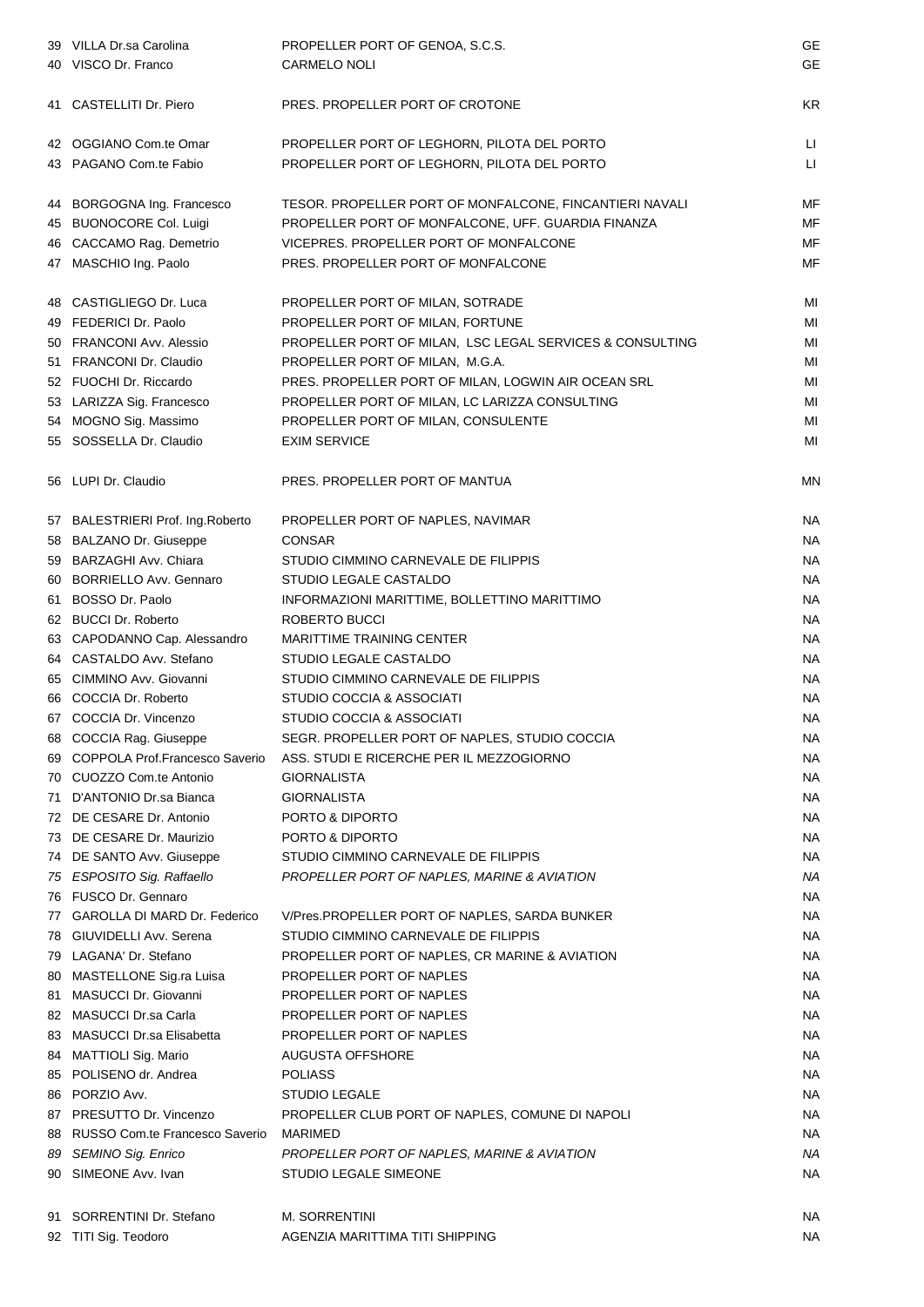| | | | |
|---|---|---|---|
| 39 | VILLA Dr.sa Carolina | PROPELLER PORT OF GENOA, S.C.S. | GE |
| 40 | VISCO Dr. Franco | CARMELO NOLI | GE |
| 41 | CASTELLITI Dr. Piero | PRES. PROPELLER PORT OF CROTONE | KR |
| 42 | OGGIANO Com.te Omar | PROPELLER PORT OF LEGHORN, PILOTA DEL PORTO | LI |
| 43 | PAGANO Com.te Fabio | PROPELLER PORT OF LEGHORN, PILOTA DEL PORTO | LI |
| 44 | BORGOGNA Ing. Francesco | TESOR. PROPELLER PORT OF MONFALCONE, FINCANTIERI NAVALI | MF |
| 45 | BUONOCORE Col. Luigi | PROPELLER PORT OF MONFALCONE, UFF. GUARDIA FINANZA | MF |
| 46 | CACCAMO Rag. Demetrio | VICEPRES. PROPELLER PORT OF MONFALCONE | MF |
| 47 | MASCHIO Ing. Paolo | PRES. PROPELLER PORT OF MONFALCONE | MF |
| 48 | CASTIGLIEGO Dr. Luca | PROPELLER PORT OF MILAN, SOTRADE | MI |
| 49 | FEDERICI Dr. Paolo | PROPELLER PORT OF MILAN, FORTUNE | MI |
| 50 | FRANCONI Avv. Alessio | PROPELLER PORT OF MILAN, LSC LEGAL SERVICES & CONSULTING | MI |
| 51 | FRANCONI Dr. Claudio | PROPELLER PORT OF MILAN, M.G.A. | MI |
| 52 | FUOCHI Dr. Riccardo | PRES. PROPELLER PORT OF MILAN, LOGWIN AIR OCEAN SRL | MI |
| 53 | LARIZZA Sig. Francesco | PROPELLER PORT OF MILAN, LC LARIZZA CONSULTING | MI |
| 54 | MOGNO Sig. Massimo | PROPELLER PORT OF MILAN, CONSULENTE | MI |
| 55 | SOSSELLA Dr. Claudio | EXIM SERVICE | MI |
| 56 | LUPI Dr. Claudio | PRES. PROPELLER PORT OF MANTUA | MN |
| 57 | BALESTRIERI Prof. Ing.Roberto | PROPELLER PORT OF NAPLES, NAVIMAR | NA |
| 58 | BALZANO Dr. Giuseppe | CONSAR | NA |
| 59 | BARZAGHI Avv. Chiara | STUDIO CIMMINO CARNEVALE DE FILIPPIS | NA |
| 60 | BORRIELLO Avv. Gennaro | STUDIO LEGALE CASTALDO | NA |
| 61 | BOSSO Dr. Paolo | INFORMAZIONI MARITTIME, BOLLETTINO MARITTIMO | NA |
| 62 | BUCCI Dr. Roberto | ROBERTO BUCCI | NA |
| 63 | CAPODANNO Cap. Alessandro | MARITTIME TRAINING CENTER | NA |
| 64 | CASTALDO Avv. Stefano | STUDIO LEGALE CASTALDO | NA |
| 65 | CIMMINO Avv. Giovanni | STUDIO CIMMINO CARNEVALE DE FILIPPIS | NA |
| 66 | COCCIA Dr. Roberto | STUDIO COCCIA & ASSOCIATI | NA |
| 67 | COCCIA Dr. Vincenzo | STUDIO COCCIA & ASSOCIATI | NA |
| 68 | COCCIA Rag. Giuseppe | SEGR. PROPELLER PORT OF NAPLES, STUDIO COCCIA | NA |
| 69 | COPPOLA Prof.Francesco Saverio | ASS. STUDI E RICERCHE PER IL MEZZOGIORNO | NA |
| 70 | CUOZZO Com.te Antonio | GIORNALISTA | NA |
| 71 | D'ANTONIO Dr.sa Bianca | GIORNALISTA | NA |
| 72 | DE CESARE Dr. Antonio | PORTO & DIPORTO | NA |
| 73 | DE CESARE Dr. Maurizio | PORTO & DIPORTO | NA |
| 74 | DE SANTO Avv. Giuseppe | STUDIO CIMMINO CARNEVALE DE FILIPPIS | NA |
| *75* | *ESPOSITO Sig. Raffaello* | *PROPELLER PORT OF NAPLES, MARINE & AVIATION* | *NA* |
| 76 | FUSCO Dr. Gennaro | | NA |
| 77 | GAROLLA DI MARD Dr. Federico | V/Pres.PROPELLER PORT OF NAPLES, SARDA BUNKER | NA |
| 78 | GIUVIDELLI Avv. Serena | STUDIO CIMMINO CARNEVALE DE FILIPPIS | NA |
| 79 | LAGANA' Dr. Stefano | PROPELLER PORT OF NAPLES, CR MARINE & AVIATION | NA |
| 80 | MASTELLONE Sig.ra Luisa | PROPELLER PORT OF NAPLES | NA |
| 81 | MASUCCI Dr. Giovanni | PROPELLER PORT OF NAPLES | NA |
| 82 | MASUCCI Dr.sa Carla | PROPELLER PORT OF NAPLES | NA |
| 83 | MASUCCI Dr.sa Elisabetta | PROPELLER PORT OF NAPLES | NA |
| 84 | MATTIOLI Sig. Mario | AUGUSTA OFFSHORE | NA |
| 85 | POLISENO dr. Andrea | POLIASS | NA |
| 86 | PORZIO Avv. | STUDIO LEGALE | NA |
| 87 | PRESUTTO Dr. Vincenzo | PROPELLER CLUB PORT OF NAPLES, COMUNE DI NAPOLI | NA |
| 88 | RUSSO Com.te Francesco Saverio | MARIMED | NA |
| *89* | *SEMINO Sig. Enrico* | *PROPELLER PORT OF NAPLES, MARINE & AVIATION* | *NA* |
| 90 | SIMEONE Avv. Ivan | STUDIO LEGALE SIMEONE | NA |
| 91 | SORRENTINI Dr. Stefano | M. SORRENTINI | NA |
| 92 | TITI Sig. Teodoro | AGENZIA MARITTIMA TITI SHIPPING | NA |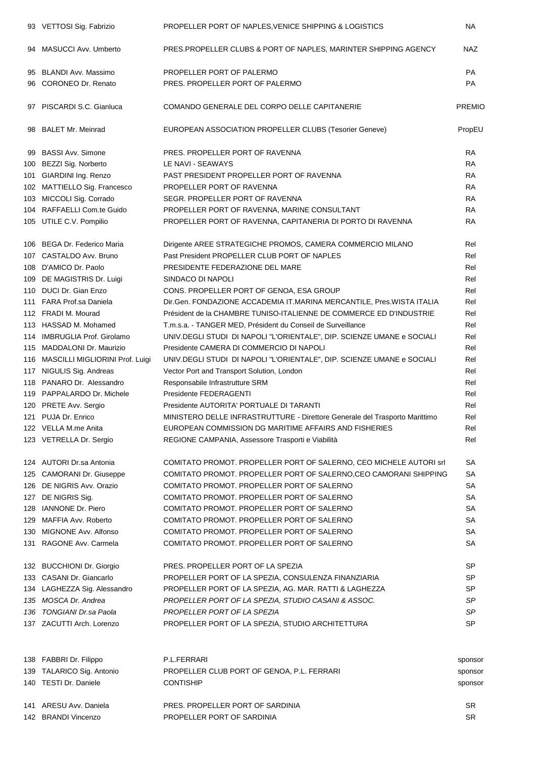| | | | |
|---|---|---|---|
| 93 | VETTOSI Sig. Fabrizio | PROPELLER PORT OF NAPLES,VENICE SHIPPING & LOGISTICS | NA |
| 94 | MASUCCI Avv. Umberto | PRES.PROPELLER CLUBS & PORT OF NAPLES, MARINTER SHIPPING AGENCY | NAZ |
| 95 | BLANDI Avv. Massimo | PROPELLER PORT OF PALERMO | PA |
| 96 | CORONEO Dr. Renato | PRES. PROPELLER PORT OF PALERMO | PA |
| 97 | PISCARDI S.C. Gianluca | COMANDO GENERALE DEL CORPO DELLE CAPITANERIE | PREMIO |
| 98 | BALET Mr. Meinrad | EUROPEAN ASSOCIATION PROPELLER CLUBS (Tesorier Geneve) | PropEU |
| 99 | BASSI Avv. Simone | PRES. PROPELLER PORT OF RAVENNA | RA |
| 100 | BEZZI Sig. Norberto | LE NAVI - SEAWAYS | RA |
| 101 | GIARDINI Ing. Renzo | PAST PRESIDENT PROPELLER PORT OF RAVENNA | RA |
| 102 | MATTIELLO Sig. Francesco | PROPELLER PORT OF RAVENNA | RA |
| 103 | MICCOLI Sig. Corrado | SEGR. PROPELLER PORT OF RAVENNA | RA |
| 104 | RAFFAELLI Com.te Guido | PROPELLER PORT OF RAVENNA, MARINE CONSULTANT | RA |
| 105 | UTILE C.V. Pompilio | PROPELLER PORT OF RAVENNA, CAPITANERIA DI PORTO DI RAVENNA | RA |
| 106 | BEGA Dr. Federico Maria | Dirigente AREE STRATEGICHE PROMOS, CAMERA COMMERCIO MILANO | Rel |
| 107 | CASTALDO Avv. Bruno | Past President PROPELLER CLUB PORT OF NAPLES | Rel |
| 108 | D'AMICO Dr. Paolo | PRESIDENTE FEDERAZIONE DEL MARE | Rel |
| 109 | DE MAGISTRIS Dr. Luigi | SINDACO DI NAPOLI | Rel |
| 110 | DUCI Dr. Gian Enzo | CONS. PROPELLER PORT OF GENOA, ESA GROUP | Rel |
| 111 | FARA Prof.sa Daniela | Dir.Gen. FONDAZIONE ACCADEMIA IT.MARINA MERCANTILE, Pres.WISTA ITALIA | Rel |
| 112 | FRADI M. Mourad | Président de la CHAMBRE TUNISO-ITALIENNE DE COMMERCE ED D'INDUSTRIE | Rel |
| 113 | HASSAD M. Mohamed | T.m.s.a. - TANGER MED, Président du Conseil de Surveillance | Rel |
| 114 | IMBRUGLIA Prof. Girolamo | UNIV.DEGLI STUDI DI NAPOLI "L'ORIENTALE", DIP. SCIENZE UMANE e SOCIALI | Rel |
| 115 | MADDALONI Dr. Maurizio | Presidente CAMERA DI COMMERCIO DI NAPOLI | Rel |
| 116 | MASCILLI MIGLIORINI Prof. Luigi | UNIV.DEGLI STUDI DI NAPOLI "L'ORIENTALE", DIP. SCIENZE UMANE e SOCIALI | Rel |
| 117 | NIGULIS Sig. Andreas | Vector Port and Transport Solution, London | Rel |
| 118 | PANARO Dr. Alessandro | Responsabile Infrastrutture SRM | Rel |
| 119 | PAPPALARDO Dr. Michele | Presidente FEDERAGENTI | Rel |
| 120 | PRETE Avv. Sergio | Presidente AUTORITA' PORTUALE DI TARANTI | Rel |
| 121 | PUJA Dr. Enrico | MINISTERO DELLE INFRASTRUTTURE - Direttore Generale del Trasporto Marittimo | Rel |
| 122 | VELLA M.me Anita | EUROPEAN COMMISSION DG MARITIME AFFAIRS AND FISHERIES | Rel |
| 123 | VETRELLA Dr. Sergio | REGIONE CAMPANIA, Assessore Trasporti e Viabilità | Rel |
| 124 | AUTORI Dr.sa Antonia | COMITATO PROMOT. PROPELLER PORT OF SALERNO, CEO MICHELE AUTORI srl | SA |
| 125 | CAMORANI Dr. Giuseppe | COMITATO PROMOT. PROPELLER PORT OF SALERNO,CEO CAMORANI SHIPPING | SA |
| 126 | DE NIGRIS Avv. Orazio | COMITATO PROMOT. PROPELLER PORT OF SALERNO | SA |
| 127 | DE NIGRIS Sig. | COMITATO PROMOT. PROPELLER PORT OF SALERNO | SA |
| 128 | IANNONE Dr. Piero | COMITATO PROMOT. PROPELLER PORT OF SALERNO | SA |
| 129 | MAFFIA Avv. Roberto | COMITATO PROMOT. PROPELLER PORT OF SALERNO | SA |
| 130 | MIGNONE Avv. Alfonso | COMITATO PROMOT. PROPELLER PORT OF SALERNO | SA |
| 131 | RAGONE Avv. Carmela | COMITATO PROMOT. PROPELLER PORT OF SALERNO | SA |
| 132 | BUCCHIONI Dr. Giorgio | PRES. PROPELLER PORT OF LA SPEZIA | SP |
| 133 | CASANI Dr. Giancarlo | PROPELLER PORT OF LA SPEZIA, CONSULENZA FINANZIARIA | SP |
| 134 | LAGHEZZA Sig. Alessandro | PROPELLER PORT OF LA SPEZIA, AG. MAR. RATTI & LAGHEZZA | SP |
| *135* | *MOSCA Dr. Andrea* | *PROPELLER PORT OF LA SPEZIA, STUDIO CASANI & ASSOC.* | *SP* |
| *136* | *TONGIANI Dr.sa Paola* | *PROPELLER PORT OF LA SPEZIA* | *SP* |
| 137 | ZACUTTI Arch. Lorenzo | PROPELLER PORT OF LA SPEZIA, STUDIO ARCHITETTURA | SP |
| 138 | FABBRI Dr. Filippo | P.L.FERRARI | sponsor |
| 139 | TALARICO Sig. Antonio | PROPELLER CLUB PORT OF GENOA, P.L. FERRARI | sponsor |
| 140 | TESTI Dr. Daniele | CONTISHIP | sponsor |
| 141 | ARESU Avv. Daniela | PRES. PROPELLER PORT OF SARDINIA | SR |
| 142 | BRANDI Vincenzo | PROPELLER PORT OF SARDINIA | SR |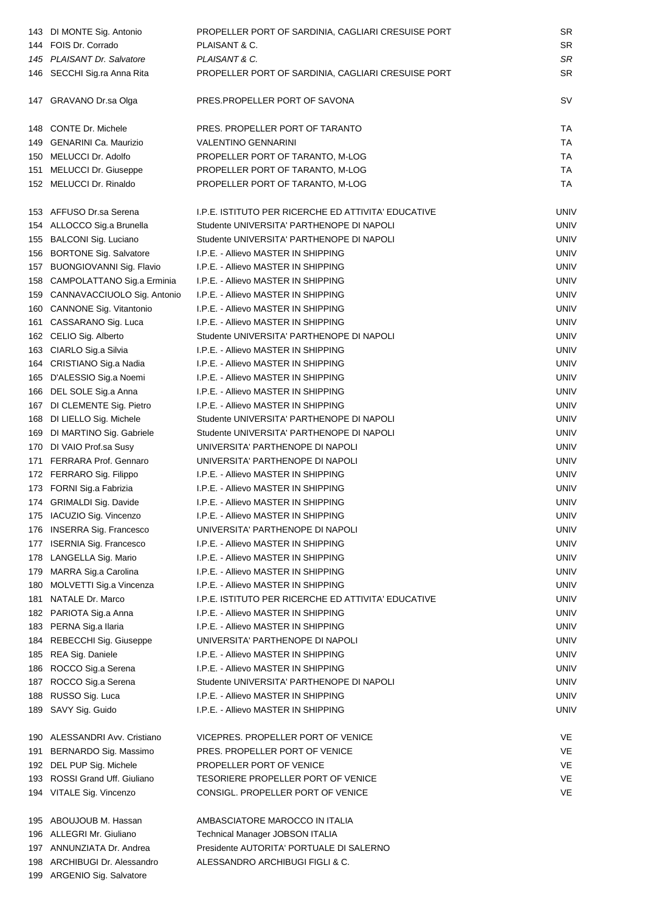| | | | |
|---|---|---|---|
| 143 | DI MONTE Sig. Antonio | PROPELLER PORT OF SARDINIA, CAGLIARI CRESUISE PORT | SR |
| 144 | FOIS Dr. Corrado | PLAISANT & C. | SR |
| *145* | *PLAISANT Dr. Salvatore* | *PLAISANT & C.* | *SR* |
| 146 | SECCHI Sig.ra Anna Rita | PROPELLER PORT OF SARDINIA, CAGLIARI CRESUISE PORT | SR |
| 147 | GRAVANO Dr.sa Olga | PRES.PROPELLER PORT OF SAVONA | SV |
| 148 | CONTE Dr. Michele | PRES. PROPELLER PORT OF TARANTO | TA |
| 149 | GENARINI Ca. Maurizio | VALENTINO GENNARINI | TA |
| 150 | MELUCCI Dr. Adolfo | PROPELLER PORT OF TARANTO, M-LOG | TA |
| 151 | MELUCCI Dr. Giuseppe | PROPELLER PORT OF TARANTO, M-LOG | TA |
| 152 | MELUCCI Dr. Rinaldo | PROPELLER PORT OF TARANTO, M-LOG | TA |
| 153 | AFFUSO Dr.sa Serena | I.P.E. ISTITUTO PER RICERCHE ED ATTIVITA' EDUCATIVE | UNIV |
| 154 | ALLOCCO Sig.a Brunella | Studente UNIVERSITA' PARTHENOPE DI NAPOLI | UNIV |
| 155 | BALCONI Sig. Luciano | Studente UNIVERSITA' PARTHENOPE DI NAPOLI | UNIV |
| 156 | BORTONE Sig. Salvatore | I.P.E. - Allievo MASTER IN SHIPPING | UNIV |
| 157 | BUONGIOVANNI Sig. Flavio | I.P.E. - Allievo MASTER IN SHIPPING | UNIV |
| 158 | CAMPOLATTANO Sig.a Erminia | I.P.E. - Allievo MASTER IN SHIPPING | UNIV |
| 159 | CANNAVACCIUOLO Sig. Antonio | I.P.E. - Allievo MASTER IN SHIPPING | UNIV |
| 160 | CANNONE Sig. Vitantonio | I.P.E. - Allievo MASTER IN SHIPPING | UNIV |
| 161 | CASSARANO Sig. Luca | I.P.E. - Allievo MASTER IN SHIPPING | UNIV |
| 162 | CELIO Sig. Alberto | Studente UNIVERSITA' PARTHENOPE DI NAPOLI | UNIV |
| 163 | CIARLO Sig.a Silvia | I.P.E. - Allievo MASTER IN SHIPPING | UNIV |
| 164 | CRISTIANO Sig.a Nadia | I.P.E. - Allievo MASTER IN SHIPPING | UNIV |
| 165 | D'ALESSIO Sig.a Noemi | I.P.E. - Allievo MASTER IN SHIPPING | UNIV |
| 166 | DEL SOLE Sig.a Anna | I.P.E. - Allievo MASTER IN SHIPPING | UNIV |
| 167 | DI CLEMENTE Sig. Pietro | I.P.E. - Allievo MASTER IN SHIPPING | UNIV |
| 168 | DI LIELLO Sig. Michele | Studente UNIVERSITA' PARTHENOPE DI NAPOLI | UNIV |
| 169 | DI MARTINO Sig. Gabriele | Studente UNIVERSITA' PARTHENOPE DI NAPOLI | UNIV |
| 170 | DI VAIO Prof.sa Susy | UNIVERSITA' PARTHENOPE DI NAPOLI | UNIV |
| 171 | FERRARA Prof. Gennaro | UNIVERSITA' PARTHENOPE DI NAPOLI | UNIV |
| 172 | FERRARO Sig. Filippo | I.P.E. - Allievo MASTER IN SHIPPING | UNIV |
| 173 | FORNI Sig.a Fabrizia | I.P.E. - Allievo MASTER IN SHIPPING | UNIV |
| 174 | GRIMALDI Sig. Davide | I.P.E. - Allievo MASTER IN SHIPPING | UNIV |
| 175 | IACUZIO Sig. Vincenzo | I.P.E. - Allievo MASTER IN SHIPPING | UNIV |
| 176 | INSERRA Sig. Francesco | UNIVERSITA' PARTHENOPE DI NAPOLI | UNIV |
| 177 | ISERNIA Sig. Francesco | I.P.E. - Allievo MASTER IN SHIPPING | UNIV |
| 178 | LANGELLA Sig. Mario | I.P.E. - Allievo MASTER IN SHIPPING | UNIV |
| 179 | MARRA Sig.a Carolina | I.P.E. - Allievo MASTER IN SHIPPING | UNIV |
| 180 | MOLVETTI Sig.a Vincenza | I.P.E. - Allievo MASTER IN SHIPPING | UNIV |
| 181 | NATALE Dr. Marco | I.P.E. ISTITUTO PER RICERCHE ED ATTIVITA' EDUCATIVE | UNIV |
| 182 | PARIOTA Sig.a Anna | I.P.E. - Allievo MASTER IN SHIPPING | UNIV |
| 183 | PERNA Sig.a Ilaria | I.P.E. - Allievo MASTER IN SHIPPING | UNIV |
| 184 | REBECCHI Sig. Giuseppe | UNIVERSITA' PARTHENOPE DI NAPOLI | UNIV |
| 185 | REA Sig. Daniele | I.P.E. - Allievo MASTER IN SHIPPING | UNIV |
| 186 | ROCCO Sig.a Serena | I.P.E. - Allievo MASTER IN SHIPPING | UNIV |
| 187 | ROCCO Sig.a Serena | Studente UNIVERSITA' PARTHENOPE DI NAPOLI | UNIV |
| 188 | RUSSO Sig. Luca | I.P.E. - Allievo MASTER IN SHIPPING | UNIV |
| 189 | SAVY Sig. Guido | I.P.E. - Allievo MASTER IN SHIPPING | UNIV |
| 190 | ALESSANDRI Avv. Cristiano | VICEPRES. PROPELLER PORT OF VENICE | VE |
| 191 | BERNARDO Sig. Massimo | PRES. PROPELLER PORT OF VENICE | VE |
| 192 | DEL PUP Sig. Michele | PROPELLER PORT OF VENICE | VE |
| 193 | ROSSI Grand Uff. Giuliano | TESORIERE PROPELLER PORT OF VENICE | VE |
| 194 | VITALE Sig. Vincenzo | CONSIGL. PROPELLER PORT OF VENICE | VE |
| 195 | ABOUJOUB M. Hassan | AMBASCIATORE MAROCCO IN ITALIA | |
| 196 | ALLEGRI Mr. Giuliano | Technical Manager JOBSON ITALIA | |
| 197 | ANNUNZIATA Dr. Andrea | Presidente AUTORITA' PORTUALE DI SALERNO | |
| 198 | ARCHIBUGI Dr. Alessandro | ALESSANDRO ARCHIBUGI FIGLI & C. | |
| 199 | ARGENIO Sig. Salvatore | | |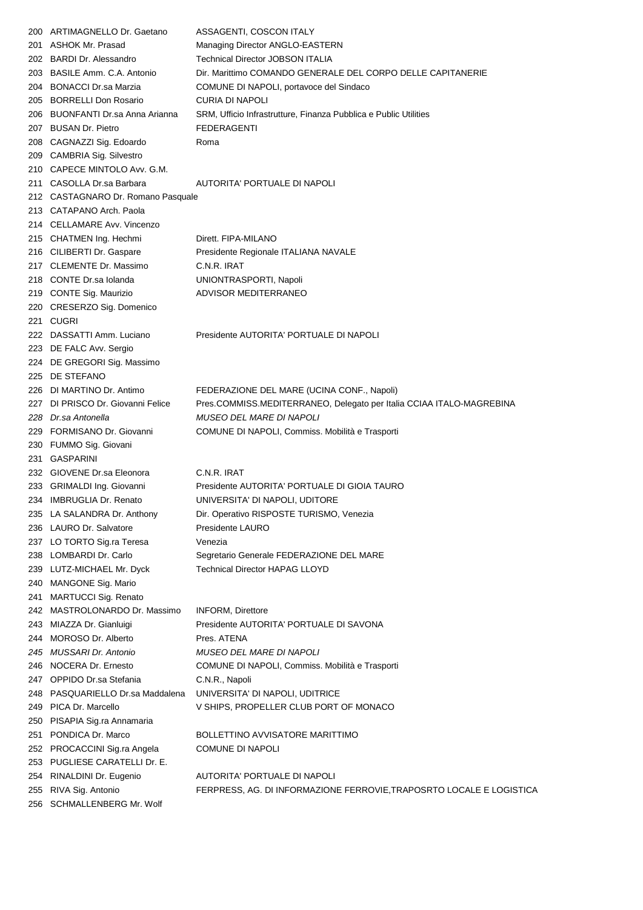| | | |
|---|---|---|
| 200 | ARTIMAGNELLO Dr. Gaetano | ASSAGENTI, COSCON ITALY |
| 201 | ASHOK Mr. Prasad | Managing Director ANGLO-EASTERN |
| 202 | BARDI Dr. Alessandro | Technical Director JOBSON ITALIA |
| 203 | BASILE Amm. C.A. Antonio | Dir. Marittimo COMANDO GENERALE DEL CORPO DELLE CAPITANERIE |
| 204 | BONACCI Dr.sa Marzia | COMUNE DI NAPOLI, portavoce del Sindaco |
| 205 | BORRELLI Don Rosario | CURIA DI NAPOLI |
| 206 | BUONFANTI Dr.sa Anna Arianna | SRM, Ufficio Infrastrutture, Finanza Pubblica e Public Utilities |
| 207 | BUSAN Dr. Pietro | FEDERAGENTI |
| 208 | CAGNAZZI Sig. Edoardo | Roma |
| 209 | CAMBRIA Sig. Silvestro | |
| 210 | CAPECE MINTOLO Avv. G.M. | |
| 211 | CASOLLA Dr.sa Barbara | AUTORITA' PORTUALE DI NAPOLI |
| 212 | CASTAGNARO Dr. Romano Pasquale | |
| 213 | CATAPANO Arch. Paola | |
| 214 | CELLAMARE Avv. Vincenzo | |
| 215 | CHATMEN Ing. Hechmi | Dirett. FIPA-MILANO |
| 216 | CILIBERTI Dr. Gaspare | Presidente Regionale ITALIANA NAVALE |
| 217 | CLEMENTE Dr. Massimo | C.N.R. IRAT |
| 218 | CONTE Dr.sa Iolanda | UNIONTRASPORTI, Napoli |
| 219 | CONTE Sig. Maurizio | ADVISOR MEDITERRANEO |
| 220 | CRESERZO Sig. Domenico | |
| 221 | CUGRI | |
| 222 | DASSATTI Amm. Luciano | Presidente AUTORITA' PORTUALE DI NAPOLI |
| 223 | DE FALC Avv. Sergio | |
| 224 | DE GREGORI Sig. Massimo | |
| 225 | DE STEFANO | |
| 226 | DI MARTINO Dr. Antimo | FEDERAZIONE DEL MARE (UCINA CONF., Napoli) |
| 227 | DI PRISCO Dr. Giovanni Felice | Pres.COMMISS.MEDITERRANEO, Delegato per Italia CCIAA ITALO-MAGREBINA |
| *228* | *Dr.sa Antonella* | *MUSEO DEL MARE DI NAPOLI* |
| 229 | FORMISANO Dr. Giovanni | COMUNE DI NAPOLI, Commiss. Mobilità e Trasporti |
| 230 | FUMMO Sig. Giovani | |
| 231 | GASPARINI | |
| 232 | GIOVENE Dr.sa Eleonora | C.N.R. IRAT |
| 233 | GRIMALDI Ing. Giovanni | Presidente AUTORITA' PORTUALE DI GIOIA TAURO |
| 234 | IMBRUGLIA Dr. Renato | UNIVERSITA' DI NAPOLI, UDITORE |
| 235 | LA SALANDRA Dr. Anthony | Dir. Operativo RISPOSTE TURISMO, Venezia |
| 236 | LAURO Dr. Salvatore | Presidente LAURO |
| 237 | LO TORTO Sig.ra Teresa | Venezia |
| 238 | LOMBARDI Dr. Carlo | Segretario Generale FEDERAZIONE DEL MARE |
| 239 | LUTZ-MICHAEL Mr. Dyck | Technical Director HAPAG LLOYD |
| 240 | MANGONE Sig. Mario | |
| 241 | MARTUCCI Sig. Renato | |
| 242 | MASTROLONARDO Dr. Massimo | INFORM, Direttore |
| 243 | MIAZZA Dr. Gianluigi | Presidente AUTORITA' PORTUALE DI SAVONA |
| 244 | MOROSO Dr. Alberto | Pres. ATENA |
| *245* | *MUSSARI Dr. Antonio* | *MUSEO DEL MARE DI NAPOLI* |
| 246 | NOCERA Dr. Ernesto | COMUNE DI NAPOLI, Commiss. Mobilità e Trasporti |
| 247 | OPPIDO Dr.sa Stefania | C.N.R., Napoli |
| 248 | PASQUARIELLO Dr.sa Maddalena | UNIVERSITA' DI NAPOLI, UDITRICE |
| 249 | PICA Dr. Marcello | V SHIPS, PROPELLER CLUB PORT OF MONACO |
| 250 | PISAPIA Sig.ra Annamaria | |
| 251 | PONDICA Dr. Marco | BOLLETTINO AVVISATORE MARITTIMO |
| 252 | PROCACCINI Sig.ra Angela | COMUNE DI NAPOLI |
| 253 | PUGLIESE CARATELLI Dr. E. | |
| 254 | RINALDINI Dr. Eugenio | AUTORITA' PORTUALE DI NAPOLI |
| 255 | RIVA Sig. Antonio | FERPRESS, AG. DI INFORMAZIONE FERROVIE,TRAPOSRTO LOCALE E LOGISTICA |
| 256 | SCHMALLENBERG Mr. Wolf | |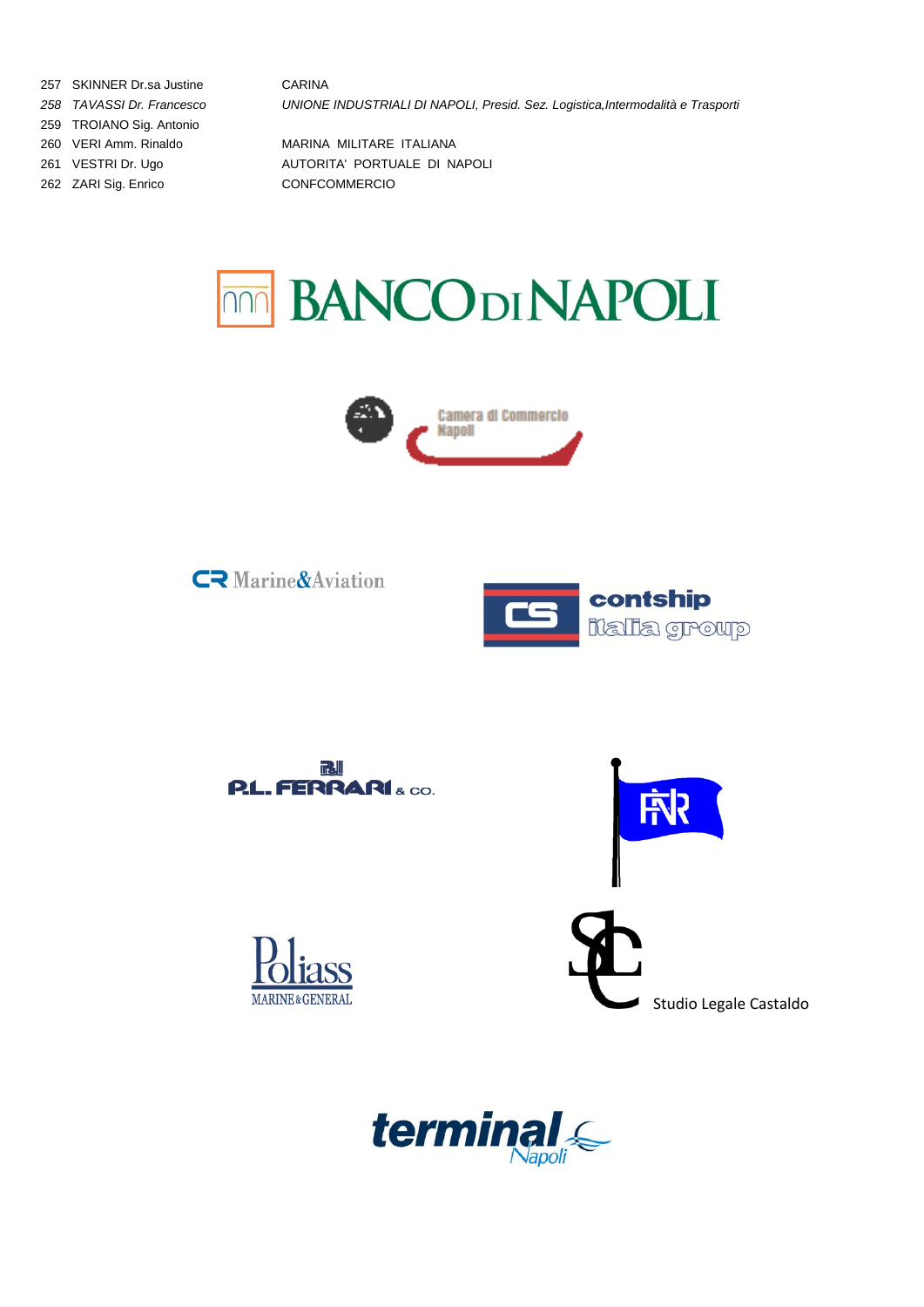| | | |
|---|---|---|
| 257 | SKINNER Dr.sa Justine | CARINA |
| *258* | *TAVASSI Dr. Francesco* | *UNIONE INDUSTRIALI DI NAPOLI, Presid. Sez. Logistica,Intermodalità e Trasporti* |
| 259 | TROIANO Sig. Antonio | |
| 260 | VERI Amm. Rinaldo | MARINA MILITARE ITALIANA |
| 261 | VESTRI Dr. Ugo | AUTORITA' PORTUALE DI NAPOLI |
| 262 | ZARI Sig. Enrico | CONFCOMMERCIO |